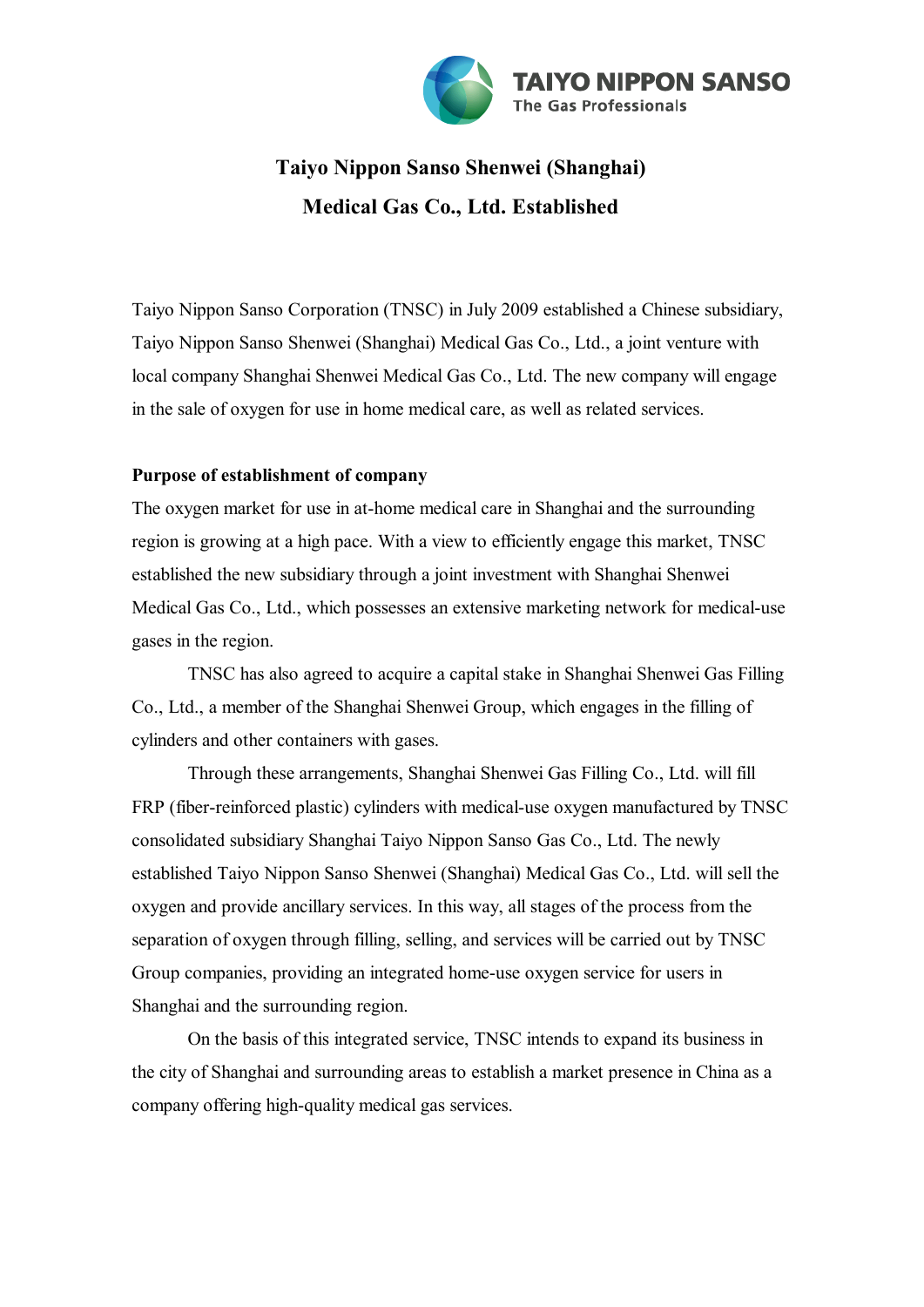TAIYO NIPPON SANSO
The Gas Professionals

# Taiyo Nippon Sanso Shenwei (Shanghai) Medical Gas Co., Ltd. Established

Taiyo Nippon Sanso Corporation (TNSC) in July 2009 established a Chinese subsidiary, Taiyo Nippon Sanso Shenwei (Shanghai) Medical Gas Co., Ltd., a joint venture with local company Shanghai Shenwei Medical Gas Co., Ltd. The new company will engage in the sale of oxygen for use in home medical care, as well as related services.

**Purpose of establishment of company**

The oxygen market for use in at-home medical care in Shanghai and the surrounding region is growing at a high pace. With a view to efficiently engage this market, TNSC established the new subsidiary through a joint investment with Shanghai Shenwei Medical Gas Co., Ltd., which possesses an extensive marketing network for medical-use gases in the region.

TNSC has also agreed to acquire a capital stake in Shanghai Shenwei Gas Filling Co., Ltd., a member of the Shanghai Shenwei Group, which engages in the filling of cylinders and other containers with gases.

Through these arrangements, Shanghai Shenwei Gas Filling Co., Ltd. will fill FRP (fiber-reinforced plastic) cylinders with medical-use oxygen manufactured by TNSC consolidated subsidiary Shanghai Taiyo Nippon Sanso Gas Co., Ltd. The newly established Taiyo Nippon Sanso Shenwei (Shanghai) Medical Gas Co., Ltd. will sell the oxygen and provide ancillary services. In this way, all stages of the process from the separation of oxygen through filling, selling, and services will be carried out by TNSC Group companies, providing an integrated home-use oxygen service for users in Shanghai and the surrounding region.

On the basis of this integrated service, TNSC intends to expand its business in the city of Shanghai and surrounding areas to establish a market presence in China as a company offering high-quality medical gas services.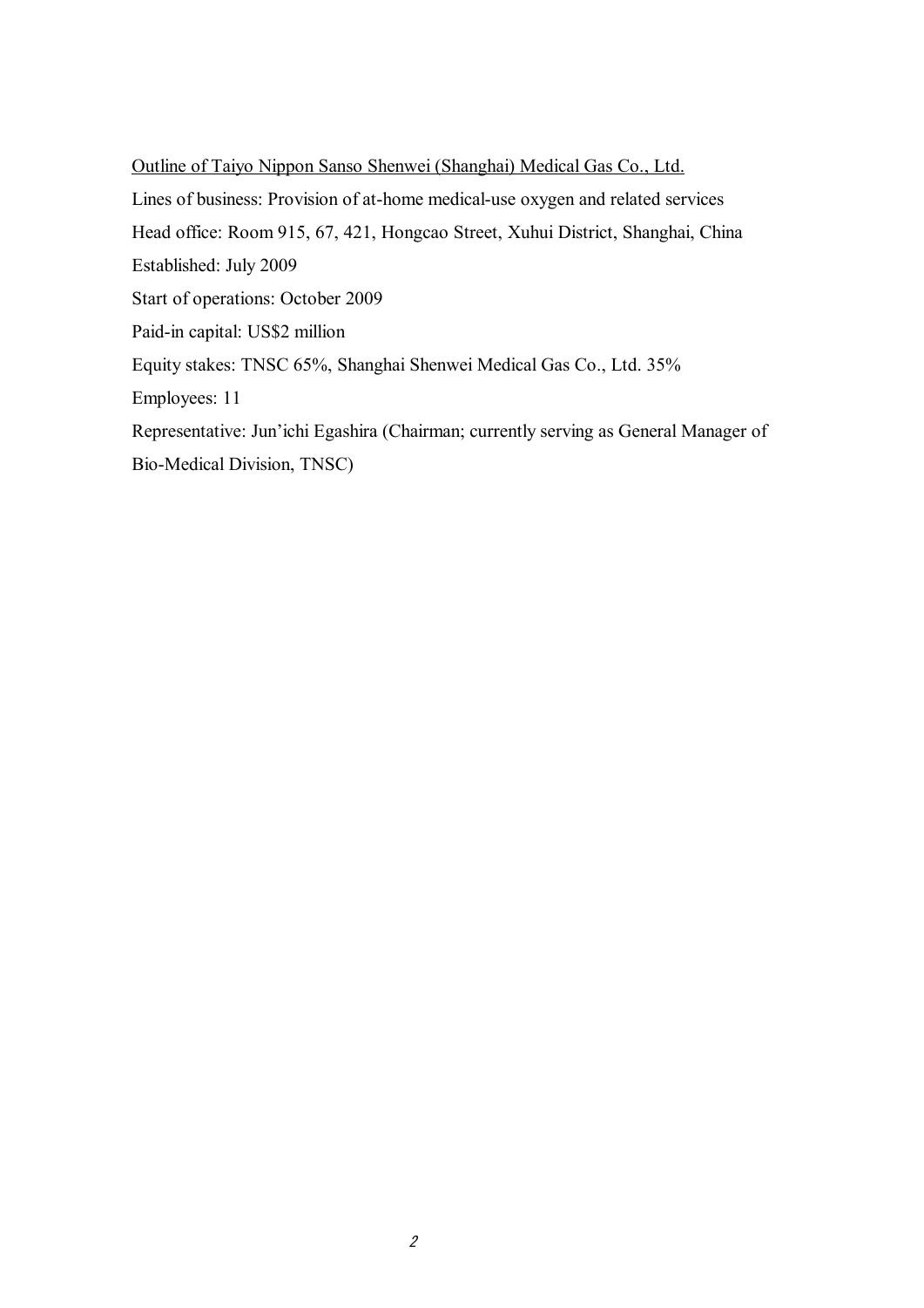<u>Outline of Taiyo Nippon Sanso Shenwei (Shanghai) Medical Gas Co., Ltd.</u>

Lines of business: Provision of at-home medical-use oxygen and related services

Head office: Room 915, 67, 421, Hongcao Street, Xuhui District, Shanghai, China

Established: July 2009

Start of operations: October 2009

Paid-in capital: US$2 million

Equity stakes: TNSC 65%, Shanghai Shenwei Medical Gas Co., Ltd. 35%

Employees: 11

Representative: Jun'ichi Egashira (Chairman; currently serving as General Manager of Bio-Medical Division, TNSC)